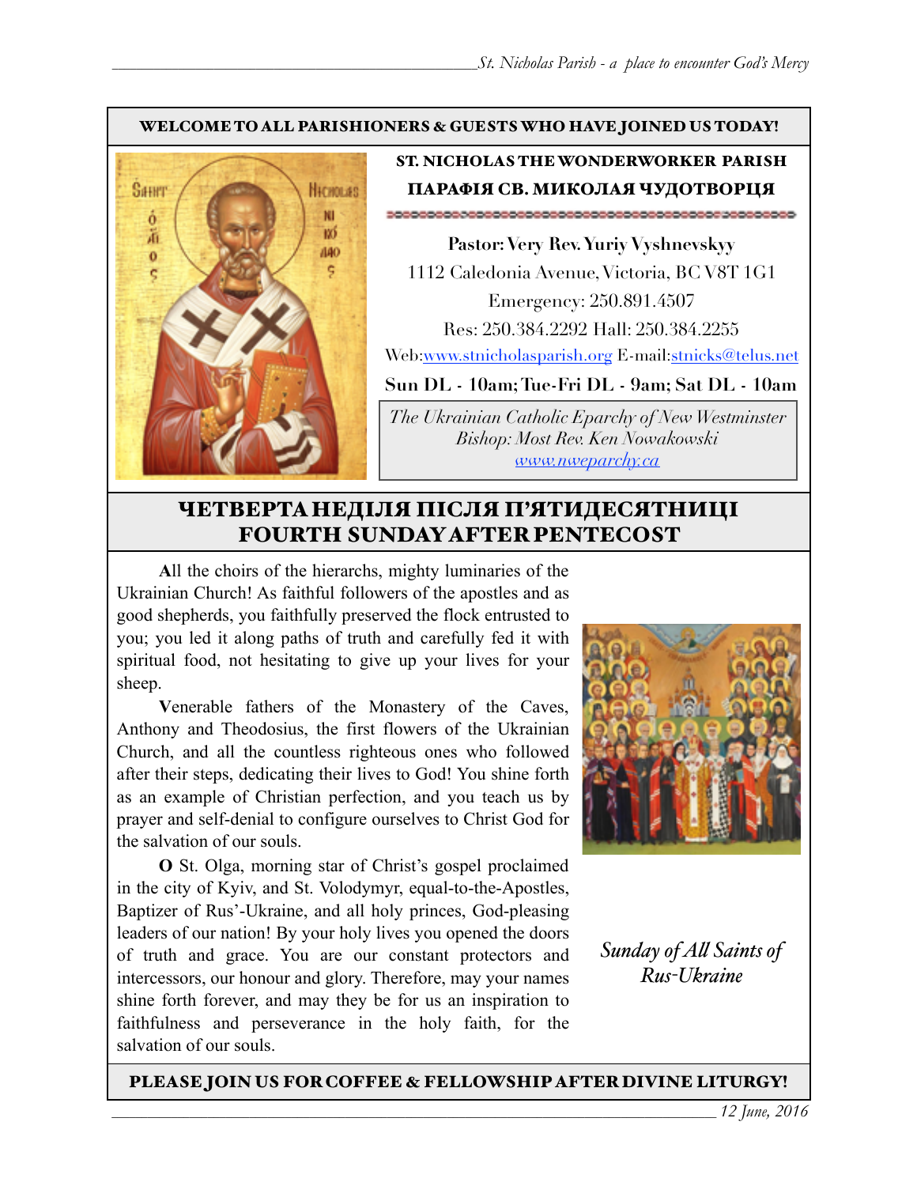**WELCOME TO ALL PARISHIONERS & GUESTS WHO HAVE JOINED US TODAY!**

**ST. NICHOLAS THE WONDERWORKER PARISH**

**ПАРАФІЯ СВ. МИКОЛАЯ ЧУДОТВОРЦЯ**

**Pastor: Very Rev. Yuriy Vyshnevskyy**

1112 Caledonia Avenue, Victoria, BC V8T 1G1

Emergency: 250.891.4507

Res: 250.384.2292 Hall: 250.384.2255

Web:www.stnicholasparish.org E-mail:stnicks@telus.net

**Sun DL - 10am; Tue-Fri DL - 9am; Sat DL - 10am**

*The Ukrainian Catholic Eparchy of New Westminster*
*Bishop: Most Rev. Ken Nowakowski*
*www.nweparchy.ca*

## ЧЕТВЕРТА НЕДІЛЯ ПІСЛЯ П'ЯТИДЕСЯТНИЦІ
## FOURTH SUNDAY AFTER PENTECOST

**A**ll the choirs of the hierarchs, mighty luminaries of the Ukrainian Church! As faithful followers of the apostles and as good shepherds, you faithfully preserved the flock entrusted to you; you led it along paths of truth and carefully fed it with spiritual food, not hesitating to give up your lives for your sheep.

**V**enerable fathers of the Monastery of the Caves, Anthony and Theodosius, the first flowers of the Ukrainian Church, and all the countless righteous ones who followed after their steps, dedicating their lives to God! You shine forth as an example of Christian perfection, and you teach us by prayer and self-denial to configure ourselves to Christ God for the salvation of our souls.

**O** St. Olga, morning star of Christ's gospel proclaimed in the city of Kyiv, and St. Volodymyr, equal-to-the-Apostles, Baptizer of Rus'-Ukraine, and all holy princes, God-pleasing leaders of our nation! By your holy lives you opened the doors of truth and grace. You are our constant protectors and intercessors, our honour and glory. Therefore, may your names shine forth forever, and may they be for us an inspiration to faithfulness and perseverance in the holy faith, for the salvation of our souls.

*Sunday of All Saints of Rus-Ukraine*

**PLEASE JOIN US FOR COFFEE & FELLOWSHIP AFTER DIVINE LITURGY!**

*12 June, 2016*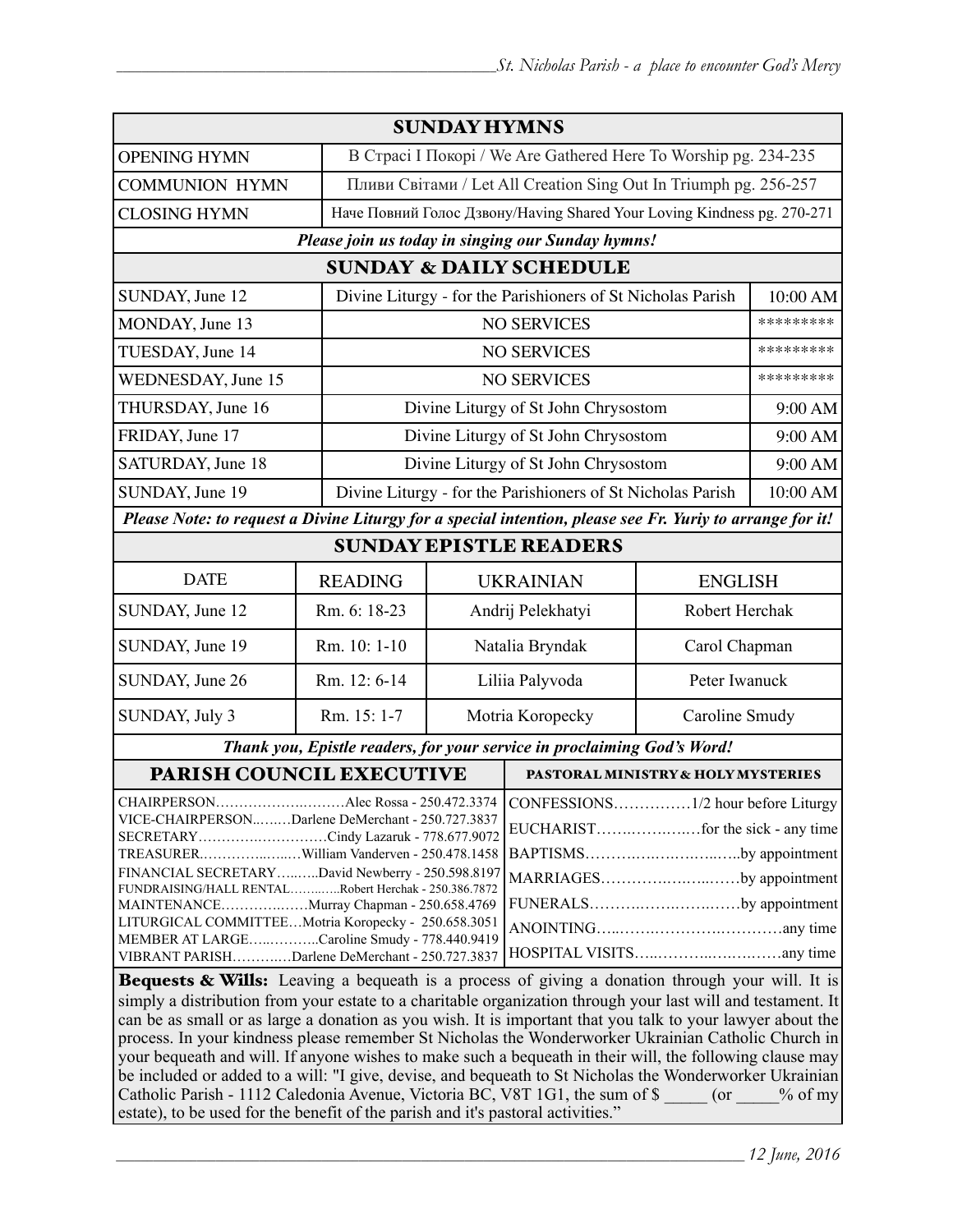## SUNDAY HYMNS

| | |
|---|---|
| OPENING HYMN | В Страсі І Покорі / We Are Gathered Here To Worship pg. 234-235 |
| COMMUNION HYMN | Пливи Світами / Let All Creation Sing Out In Triumph pg. 256-257 |
| CLOSING HYMN | Наче Повний Голос Дзвону/Having Shared Your Loving Kindness pg. 270-271 |

***Please join us today in singing our Sunday hymns!***

## SUNDAY & DAILY SCHEDULE

| | | |
|---|---|---|
| SUNDAY, June 12 | Divine Liturgy - for the Parishioners of St Nicholas Parish | 10:00 AM |
| MONDAY, June 13 | NO SERVICES | ********* |
| TUESDAY, June 14 | NO SERVICES | ********* |
| WEDNESDAY, June 15 | NO SERVICES | ********* |
| THURSDAY, June 16 | Divine Liturgy of St John Chrysostom | 9:00 AM |
| FRIDAY, June 17 | Divine Liturgy of St John Chrysostom | 9:00 AM |
| SATURDAY, June 18 | Divine Liturgy of St John Chrysostom | 9:00 AM |
| SUNDAY, June 19 | Divine Liturgy - for the Parishioners of St Nicholas Parish | 10:00 AM |

***Please Note: to request a Divine Liturgy for a special intention, please see Fr. Yuriy to arrange for it!***

## SUNDAY EPISTLE READERS

| DATE | READING | UKRAINIAN | ENGLISH |
|---|---|---|---|
| SUNDAY, June 12 | Rm. 6: 18-23 | Andrij Pelekhatyi | Robert Herchak |
| SUNDAY, June 19 | Rm. 10: 1-10 | Natalia Bryndak | Carol Chapman |
| SUNDAY, June 26 | Rm. 12: 6-14 | Liliia Palyvoda | Peter Iwanuck |
| SUNDAY, July 3 | Rm. 15: 1-7 | Motria Koropecky | Caroline Smudy |

***Thank you, Epistle readers, for your service in proclaiming God's Word!***

## PARISH COUNCIL EXECUTIVE

CHAIRPERSON…………………………Alec Rossa - 250.472.3374
VICE-CHAIRPERSON………Darlene DeMerchant - 250.727.3837
SECRETARY…………………………Cindy Lazaruk - 778.677.9072
TREASURER………………William Vanderven - 250.478.1458
FINANCIAL SECRETARY……..David Newberry - 250.598.8197
FUNDRAISING/HALL RENTAL…………Robert Herchak - 250.386.7872
MAINTENANCE………………Murray Chapman - 250.658.4769
LITURGICAL COMMITTEE…Motria Koropecky - 250.658.3051
MEMBER AT LARGE…………Caroline Smudy - 778.440.9419
VIBRANT PARISH…………Darlene DeMerchant - 250.727.3837

## PASTORAL MINISTRY & HOLY MYSTERIES

CONFESSIONS……………1/2 hour before Liturgy
EUCHARIST………………for the sick - any time
BAPTISMS…………………………by appointment
MARRIAGES………………………by appointment
FUNERALS…………………………by appointment
ANOINTING……………………………any time
HOSPITAL VISITS…………………………any time

**Bequests & Wills:** Leaving a bequeath is a process of giving a donation through your will. It is simply a distribution from your estate to a charitable organization through your last will and testament. It can be as small or as large a donation as you wish. It is important that you talk to your lawyer about the process. In your kindness please remember St Nicholas the Wonderworker Ukrainian Catholic Church in your bequeath and will. If anyone wishes to make such a bequeath in their will, the following clause may be included or added to a will: "I give, devise, and bequeath to St Nicholas the Wonderworker Ukrainian Catholic Parish - 1112 Caledonia Avenue, Victoria BC, V8T 1G1, the sum of $ _____ (or _____% of my estate), to be used for the benefit of the parish and it's pastoral activities."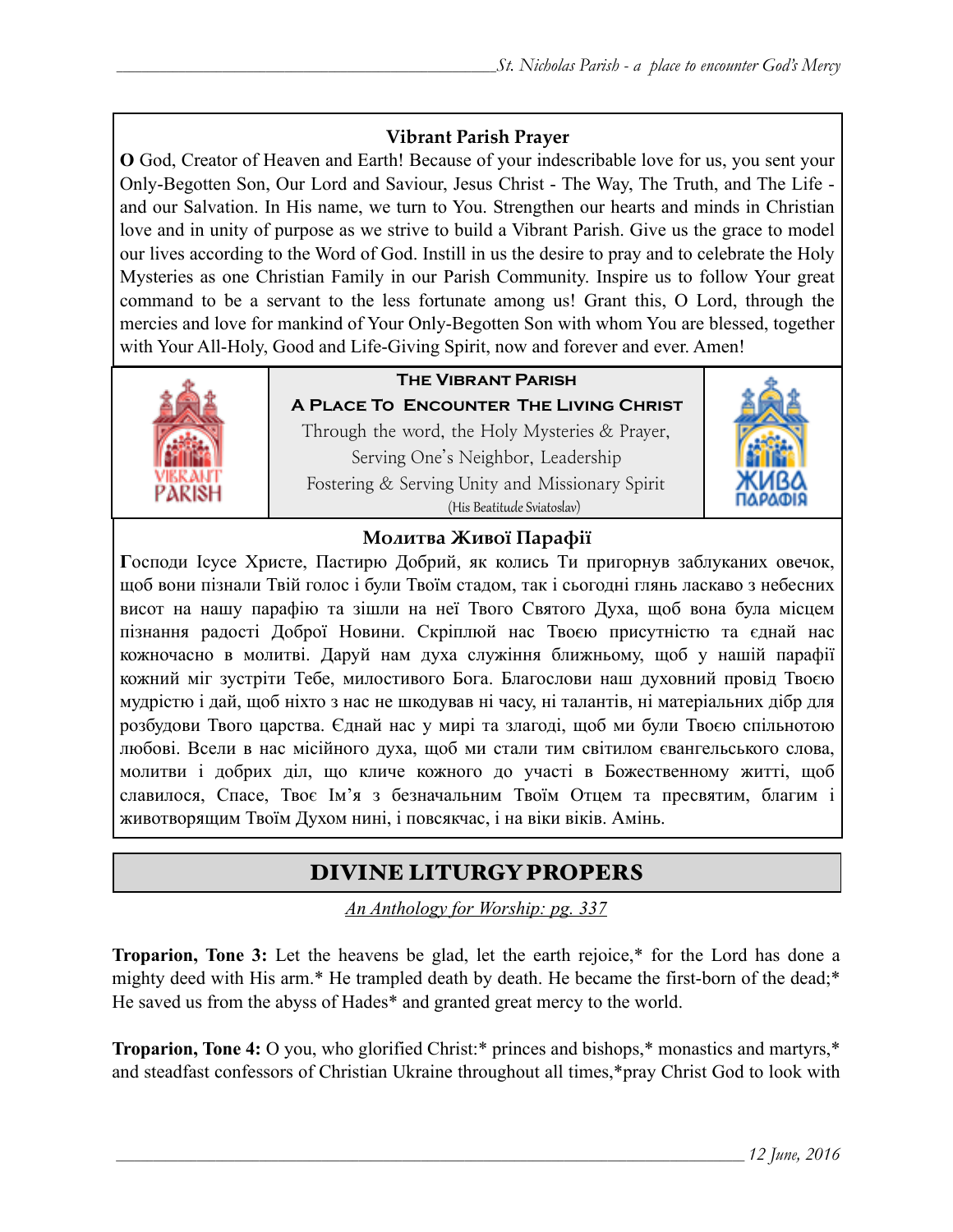### Vibrant Parish Prayer

**O** God, Creator of Heaven and Earth! Because of your indescribable love for us, you sent your Only-Begotten Son, Our Lord and Saviour, Jesus Christ - The Way, The Truth, and The Life - and our Salvation. In His name, we turn to You. Strengthen our hearts and minds in Christian love and in unity of purpose as we strive to build a Vibrant Parish. Give us the grace to model our lives according to the Word of God. Instill in us the desire to pray and to celebrate the Holy Mysteries as one Christian Family in our Parish Community. Inspire us to follow Your great command to be a servant to the less fortunate among us! Grant this, O Lord, through the mercies and love for mankind of Your Only-Begotten Son with whom You are blessed, together with Your All-Holy, Good and Life-Giving Spirit, now and forever and ever. Amen!

**The Vibrant Parish**

**A Place To Encounter The Living Christ**

Through the word, the Holy Mysteries & Prayer,
Serving One's Neighbor, Leadership
Fostering & Serving Unity and Missionary Spirit
(His Beatitude Sviatoslav)

### Молитва Живої Парафії

**Г**осподи Ісусе Христе, Пастирю Добрий, як колись Ти пригорнув заблуканих овечок, щоб вони пізнали Твій голос і були Твоїм стадом, так і сьогодні глянь ласкаво з небесних висот на нашу парафію та зішли на неї Твого Святого Духа, щоб вона була місцем пізнання радості Доброї Новини. Скріплюй нас Твоєю присутністю та єднай нас кожночасно в молитві. Даруй нам духа служіння ближньому, щоб у нашій парафії кожний міг зустріти Тебе, милостивого Бога. Благослови наш духовний провід Твоєю мудрістю і дай, щоб ніхто з нас не шкодував ні часу, ні талантів, ні матеріальних дібр для розбудови Твого царства. Єднай нас у мирі та злагоді, щоб ми були Твоєю спільнотою любові. Всели в нас місійного духа, щоб ми стали тим світилом євангельського слова, молитви і добрих діл, що кличе кожного до участі в Божественному житті, щоб славилося, Спасе, Твоє Ім'я з безначальним Твоїм Отцем та пресвятим, благим і животворящим Твоїм Духом нині, і повсякчас, і на віки віків. Амінь.

## DIVINE LITURGY PROPERS

*An Anthology for Worship: pg. 337*

**Troparion, Tone 3:** Let the heavens be glad, let the earth rejoice,* for the Lord has done a mighty deed with His arm.* He trampled death by death. He became the first-born of the dead;* He saved us from the abyss of Hades* and granted great mercy to the world.

**Troparion, Tone 4:** O you, who glorified Christ:* princes and bishops,* monastics and martyrs,* and steadfast confessors of Christian Ukraine throughout all times,*pray Christ God to look with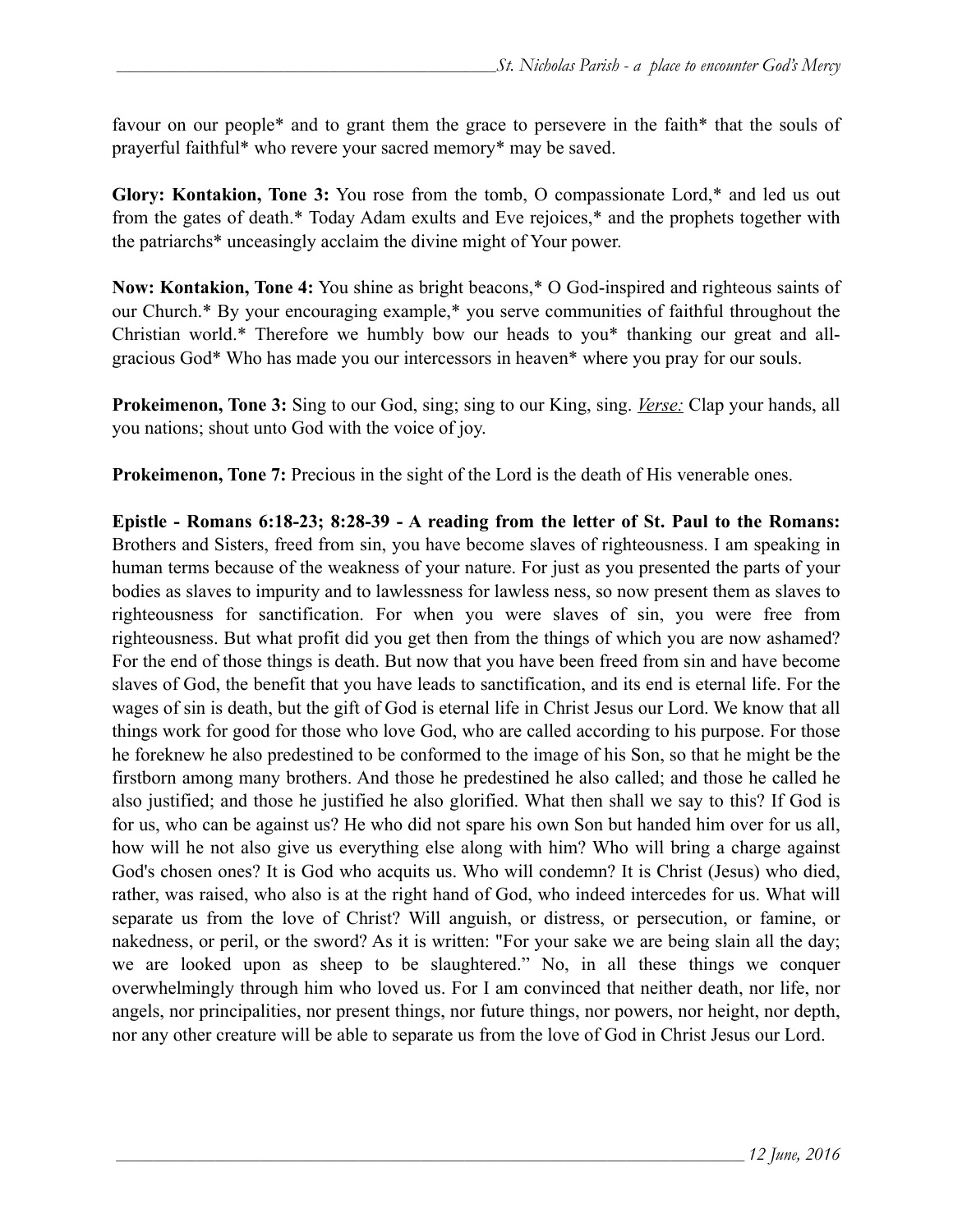favour on our people* and to grant them the grace to persevere in the faith* that the souls of prayerful faithful* who revere your sacred memory* may be saved.

**Glory: Kontakion, Tone 3:** You rose from the tomb, O compassionate Lord,* and led us out from the gates of death.* Today Adam exults and Eve rejoices,* and the prophets together with the patriarchs* unceasingly acclaim the divine might of Your power.

**Now: Kontakion, Tone 4:** You shine as bright beacons,* O God-inspired and righteous saints of our Church.* By your encouraging example,* you serve communities of faithful throughout the Christian world.* Therefore we humbly bow our heads to you* thanking our great and all-gracious God* Who has made you our intercessors in heaven* where you pray for our souls.

**Prokeimenon, Tone 3:** Sing to our God, sing; sing to our King, sing. *Verse:* Clap your hands, all you nations; shout unto God with the voice of joy.

**Prokeimenon, Tone 7:** Precious in the sight of the Lord is the death of His venerable ones.

**Epistle - Romans 6:18-23; 8:28-39 - A reading from the letter of St. Paul to the Romans:** Brothers and Sisters, freed from sin, you have become slaves of righteousness. I am speaking in human terms because of the weakness of your nature. For just as you presented the parts of your bodies as slaves to impurity and to lawlessness for lawless ness, so now present them as slaves to righteousness for sanctification. For when you were slaves of sin, you were free from righteousness. But what profit did you get then from the things of which you are now ashamed? For the end of those things is death. But now that you have been freed from sin and have become slaves of God, the benefit that you have leads to sanctification, and its end is eternal life. For the wages of sin is death, but the gift of God is eternal life in Christ Jesus our Lord. We know that all things work for good for those who love God, who are called according to his purpose. For those he foreknew he also predestined to be conformed to the image of his Son, so that he might be the firstborn among many brothers. And those he predestined he also called; and those he called he also justified; and those he justified he also glorified. What then shall we say to this? If God is for us, who can be against us? He who did not spare his own Son but handed him over for us all, how will he not also give us everything else along with him? Who will bring a charge against God's chosen ones? It is God who acquits us. Who will condemn? It is Christ (Jesus) who died, rather, was raised, who also is at the right hand of God, who indeed intercedes for us. What will separate us from the love of Christ? Will anguish, or distress, or persecution, or famine, or nakedness, or peril, or the sword? As it is written: "For your sake we are being slain all the day; we are looked upon as sheep to be slaughtered." No, in all these things we conquer overwhelmingly through him who loved us. For I am convinced that neither death, nor life, nor angels, nor principalities, nor present things, nor future things, nor powers, nor height, nor depth, nor any other creature will be able to separate us from the love of God in Christ Jesus our Lord.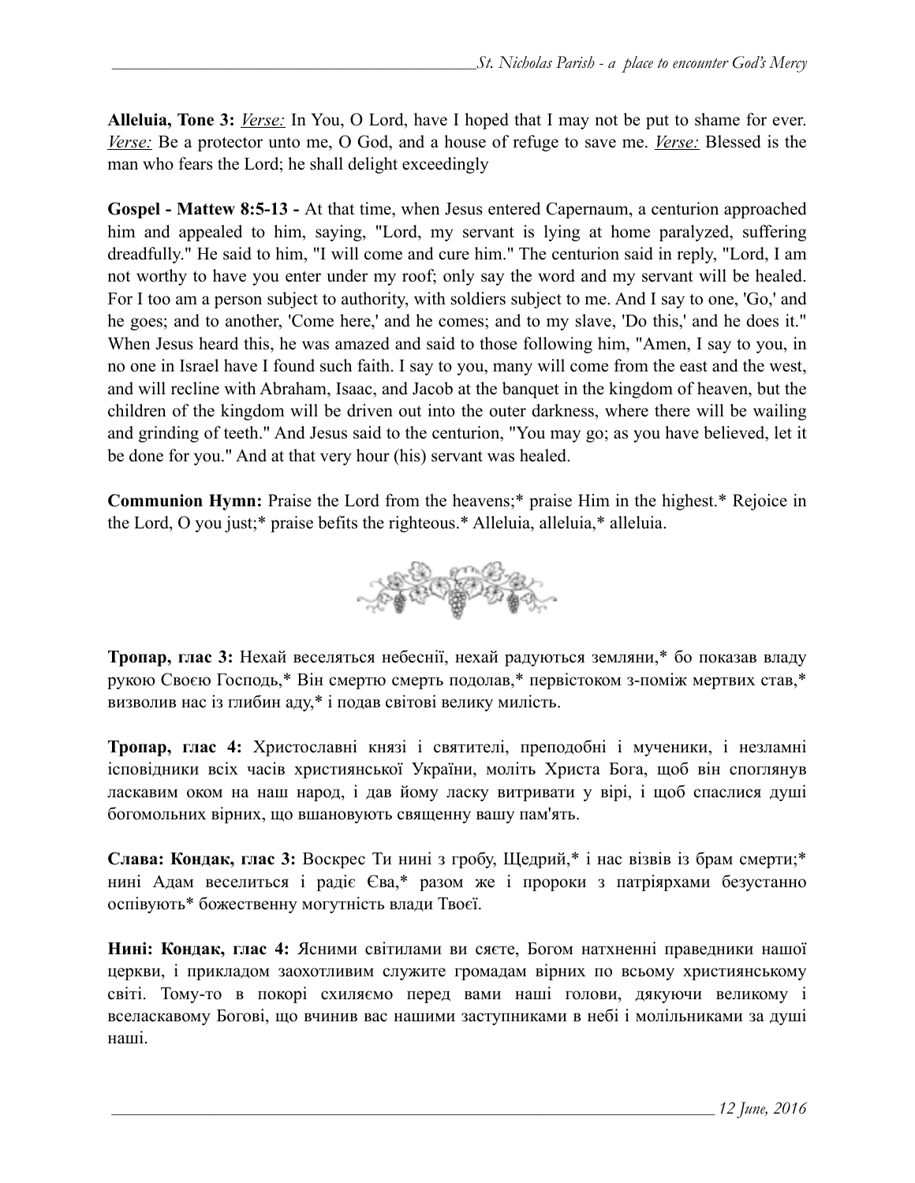**Alleluia, Tone 3:** *Verse:* In You, O Lord, have I hoped that I may not be put to shame for ever. *Verse:* Be a protector unto me, O God, and a house of refuge to save me. *Verse:* Blessed is the man who fears the Lord; he shall delight exceedingly

**Gospel - Mattew 8:5-13 -** At that time, when Jesus entered Capernaum, a centurion approached him and appealed to him, saying, "Lord, my servant is lying at home paralyzed, suffering dreadfully." He said to him, "I will come and cure him." The centurion said in reply, "Lord, I am not worthy to have you enter under my roof; only say the word and my servant will be healed. For I too am a person subject to authority, with soldiers subject to me. And I say to one, 'Go,' and he goes; and to another, 'Come here,' and he comes; and to my slave, 'Do this,' and he does it." When Jesus heard this, he was amazed and said to those following him, "Amen, I say to you, in no one in Israel have I found such faith. I say to you, many will come from the east and the west, and will recline with Abraham, Isaac, and Jacob at the banquet in the kingdom of heaven, but the children of the kingdom will be driven out into the outer darkness, where there will be wailing and grinding of teeth." And Jesus said to the centurion, "You may go; as you have believed, let it be done for you." And at that very hour (his) servant was healed.

**Communion Hymn:** Praise the Lord from the heavens;* praise Him in the highest.* Rejoice in the Lord, O you just;* praise befits the righteous.* Alleluia, alleluia,* alleluia.

**Тропар, глас 3:** Нехай веселяться небеснії, нехай радуються земляни,* бо показав владу рукою Своєю Господь,* Він смертю смерть подолав,* первістоком з-поміж мертвих став,* визволив нас із глибин аду,* і подав світові велику милість.

**Тропар, глас 4:** Христославні князі і святителі, преподобні і мученики, і незламні ісповідники всіх часів християнської України, моліть Христа Бога, щоб він споглянув ласкавим оком на наш народ, і дав йому ласку витривати у вірі, і щоб спаслися душі богомольних вірних, що вшановують священну вашу пам'ять.

**Слава: Кондак, глас 3:** Воскрес Ти нині з гробу, Щедрий,* і нас візвів із брам смерти;* нині Адам веселиться і радіє Єва,* разом же і пророки з патріярхами безустанно оспівують* божественну могутність влади Твоєї.

**Нині: Кондак, глас 4:** Ясними світилами ви сяєте, Богом натхненні праведники нашої церкви, і прикладом заохотливим служите громадам вірних по всьому християнському світі. Тому-то в покорі схиляємо перед вами наші голови, дякуючи великому і вселаскавому Богові, що вчинив вас нашими заступниками в небі і молільниками за душі наші.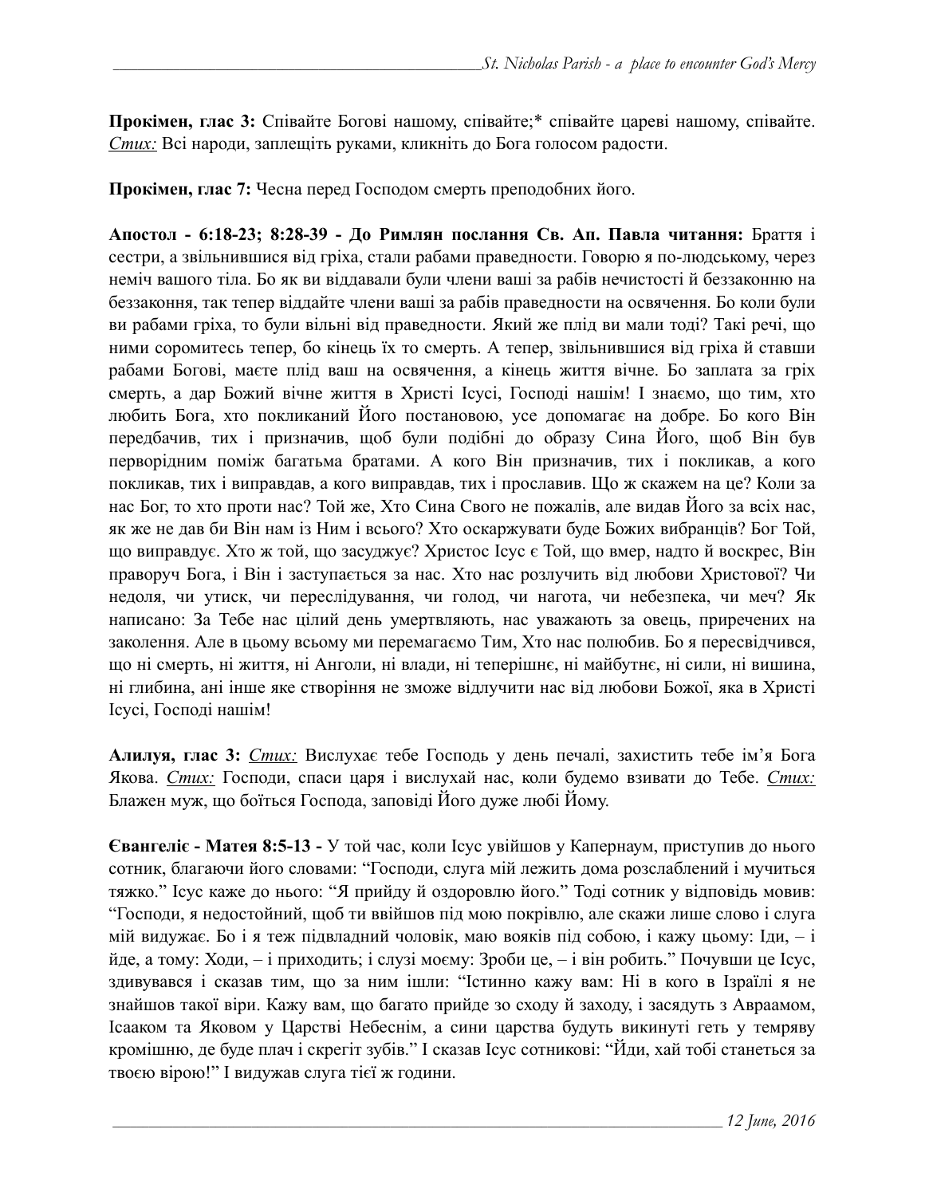**Прокімен, глас 3:** Співайте Богові нашому, співайте;* співайте цареві нашому, співайте. *Стих:* Всі народи, заплещіть руками, кликніть до Бога голосом радости.

**Прокімен, глас 7:** Чесна перед Господом смерть преподобних його.

**Апостол - 6:18-23; 8:28-39 - До Римлян послання Св. Ап. Павла читання:** Браття і сестри, а звільнившися від гріха, стали рабами праведности. Говорю я по-людському, через неміч вашого тіла. Бо як ви віддавали були члени ваші за рабів нечистості й беззаконню на беззаконня, так тепер віддайте члени ваші за рабів праведности на освячення. Бо коли були ви рабами гріха, то були вільні від праведности. Який же плід ви мали тоді? Такі речі, що ними соромитесь тепер, бо кінець їх то смерть. А тепер, звільнившися від гріха й ставши рабами Богові, маєте плід ваш на освячення, а кінець життя вічне. Бо заплата за гріх смерть, а дар Божий вічне життя в Христі Ісусі, Господі нашім! І знаємо, що тим, хто любить Бога, хто покликаний Його постановою, усе допомагає на добре. Бо кого Він передбачив, тих і призначив, щоб були подібні до образу Сина Його, щоб Він був первородним поміж багатьма братами. А кого Він призначив, тих і покликав, а кого покликав, тих і виправдав, а кого виправдав, тих і прославив. Що ж скажем на це? Коли за нас Бог, то хто проти нас? Той же, Хто Сина Свого не пожалів, але видав Його за всіх нас, як же не дав би Він нам із Ним і всього? Хто оскаржувати буде Божих вибранців? Бог Той, що виправдує. Хто ж той, що засуджує? Христос Ісус є Той, що вмер, надто й воскрес, Він праворуч Бога, і Він і заступається за нас. Хто нас розлучить від любови Христової? Чи недоля, чи утиск, чи переслідування, чи голод, чи нагота, чи небезпека, чи меч? Як написано: За Тебе нас цілий день умертвляють, нас уважають за овець, приречених на заколення. Але в цьому всьому ми перемагаємо Тим, Хто нас полюбив. Бо я пересвідчився, що ні смерть, ні життя, ні Анголи, ні влади, ні теперішнє, ні майбутнє, ні сили, ні вишина, ні глибина, ані інше яке створіння не зможе відлучити нас від любови Божої, яка в Христі Ісусі, Господі нашім!

**Алилуя, глас 3:** *Стих:* Вислухає тебе Господь у день печалі, захистить тебе ім'я Бога Якова. *Стих:* Господи, спаси царя і вислухай нас, коли будемо взивати до Тебе. *Стих:* Блажен муж, що боїться Господа, заповіді Його дуже любі Йому.

**Євангеліє - Матея 8:5-13 -** У той час, коли Ісус увійшов у Капернаум, приступив до нього сотник, благаючи його словами: "Господи, слуга мій лежить дома розслаблений і мучиться тяжко." Ісус каже до нього: "Я прийду й оздоровлю його." Тоді сотник у відповідь мовив: "Господи, я недостойний, щоб ти ввійшов під мою покрівлю, але скажи лише слово і слуга мій видужає. Бо і я теж підвладний чоловік, маю вояків під собою, і кажу цьому: Іди, – і йде, а тому: Ходи, – і приходить; і слузі моєму: Зроби це, – і він робить." Почувши це Ісус, здивувався і сказав тим, що за ним ішли: "Істинно кажу вам: Ні в кого в Ізраїлі я не знайшов такої віри. Кажу вам, що багато прийде зо сходу й заходу, і засядуть з Авраамом, Ісааком та Яковом у Царстві Небеснім, а сини царства будуть викинуті геть у темряву кромішню, де буде плач і скрегіт зубів." І сказав Ісус сотникові: "Йди, хай тобі станеться за твоєю вірою!" І видужав слуга тієї ж години.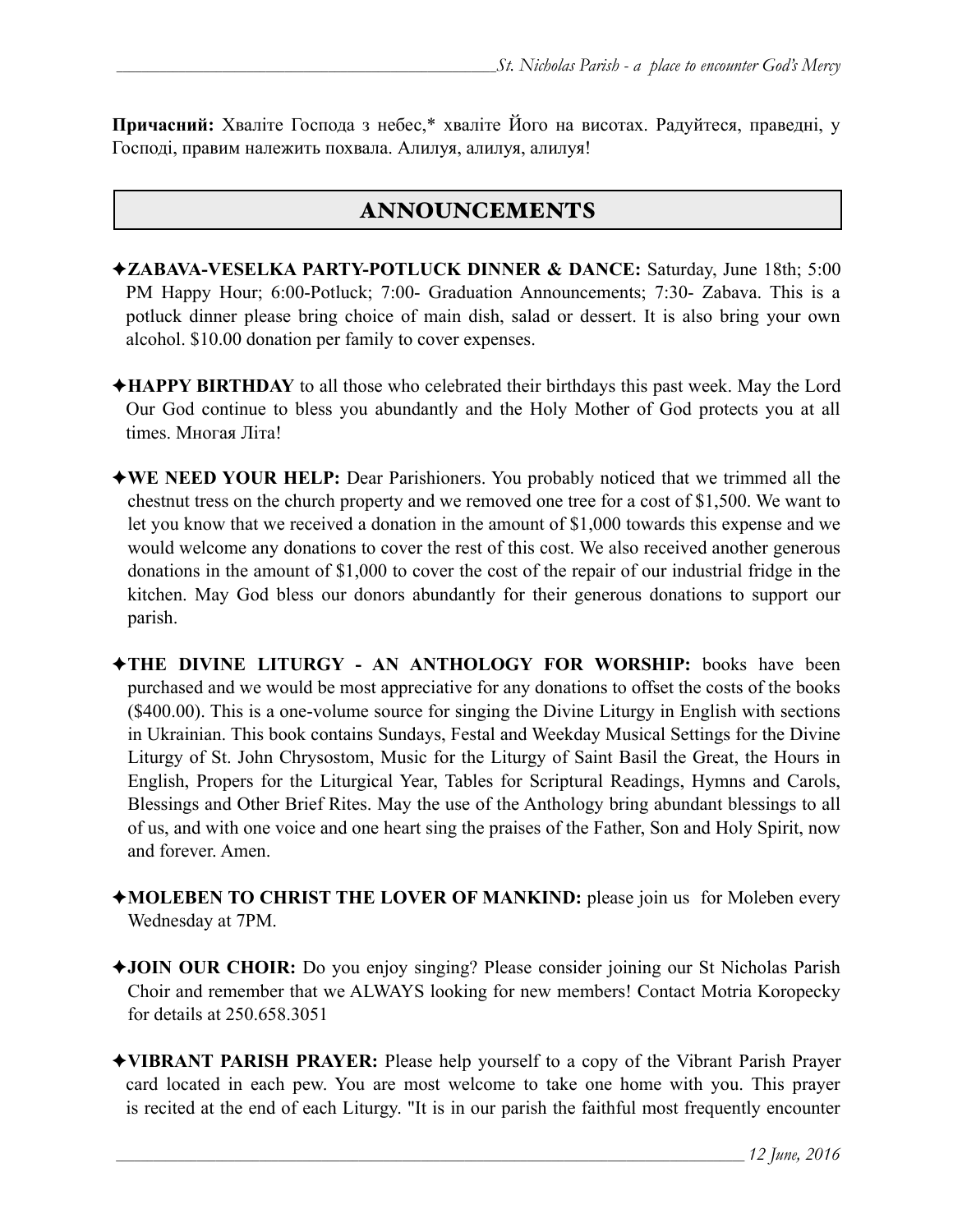**Причасний:** Хваліте Господа з небес,* хваліте Його на висотах. Радуйтеся, праведні, у Господі, правим належить похвала. Алилуя, алилуя, алилуя!

## ANNOUNCEMENTS

✦**ZABAVA-VESELKA PARTY-POTLUCK DINNER & DANCE:** Saturday, June 18th; 5:00 PM Happy Hour; 6:00-Potluck; 7:00- Graduation Announcements; 7:30- Zabava. This is a potluck dinner please bring choice of main dish, salad or dessert. It is also bring your own alcohol. $10.00 donation per family to cover expenses.

✦**HAPPY BIRTHDAY** to all those who celebrated their birthdays this past week. May the Lord Our God continue to bless you abundantly and the Holy Mother of God protects you at all times. Многая Літа!

✦**WE NEED YOUR HELP:** Dear Parishioners. You probably noticed that we trimmed all the chestnut tress on the church property and we removed one tree for a cost of $1,500. We want to let you know that we received a donation in the amount of $1,000 towards this expense and we would welcome any donations to cover the rest of this cost. We also received another generous donations in the amount of $1,000 to cover the cost of the repair of our industrial fridge in the kitchen. May God bless our donors abundantly for their generous donations to support our parish.

✦**THE DIVINE LITURGY - AN ANTHOLOGY FOR WORSHIP:** books have been purchased and we would be most appreciative for any donations to offset the costs of the books ($400.00). This is a one-volume source for singing the Divine Liturgy in English with sections in Ukrainian. This book contains Sundays, Festal and Weekday Musical Settings for the Divine Liturgy of St. John Chrysostom, Music for the Liturgy of Saint Basil the Great, the Hours in English, Propers for the Liturgical Year, Tables for Scriptural Readings, Hymns and Carols, Blessings and Other Brief Rites. May the use of the Anthology bring abundant blessings to all of us, and with one voice and one heart sing the praises of the Father, Son and Holy Spirit, now and forever. Amen.

✦**MOLEBEN TO CHRIST THE LOVER OF MANKIND:** please join us for Moleben every Wednesday at 7PM.

✦**JOIN OUR CHOIR:** Do you enjoy singing? Please consider joining our St Nicholas Parish Choir and remember that we ALWAYS looking for new members! Contact Motria Koropecky for details at 250.658.3051

✦**VIBRANT PARISH PRAYER:** Please help yourself to a copy of the Vibrant Parish Prayer card located in each pew. You are most welcome to take one home with you. This prayer is recited at the end of each Liturgy. "It is in our parish the faithful most frequently encounter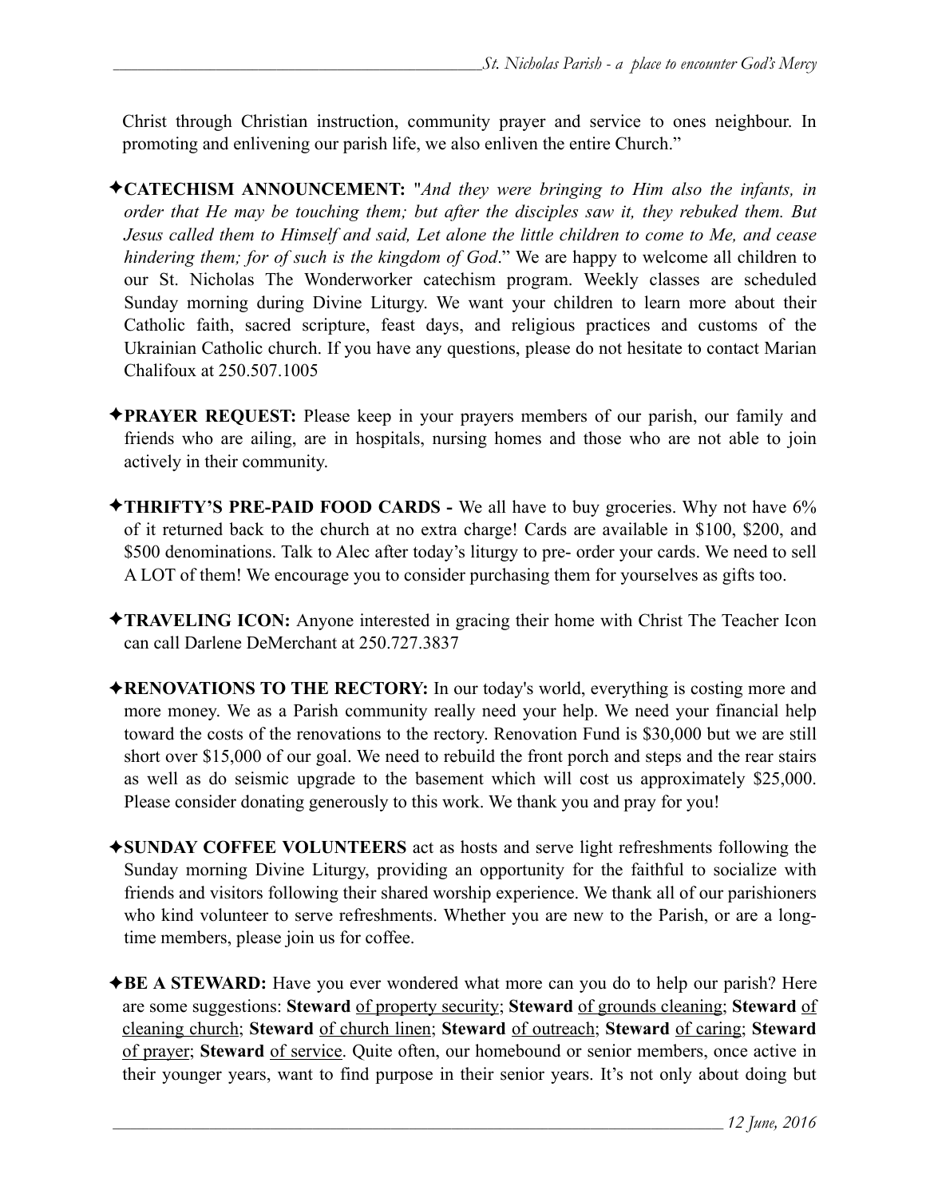Christ through Christian instruction, community prayer and service to ones neighbour. In promoting and enlivening our parish life, we also enliven the entire Church."

✦**CATECHISM ANNOUNCEMENT:** "*And they were bringing to Him also the infants, in order that He may be touching them; but after the disciples saw it, they rebuked them. But Jesus called them to Himself and said, Let alone the little children to come to Me, and cease hindering them; for of such is the kingdom of God*." We are happy to welcome all children to our St. Nicholas The Wonderworker catechism program. Weekly classes are scheduled Sunday morning during Divine Liturgy. We want your children to learn more about their Catholic faith, sacred scripture, feast days, and religious practices and customs of the Ukrainian Catholic church. If you have any questions, please do not hesitate to contact Marian Chalifoux at 250.507.1005

✦**PRAYER REQUEST:** Please keep in your prayers members of our parish, our family and friends who are ailing, are in hospitals, nursing homes and those who are not able to join actively in their community.

✦**THRIFTY'S PRE-PAID FOOD CARDS -** We all have to buy groceries. Why not have 6% of it returned back to the church at no extra charge! Cards are available in $100, $200, and $500 denominations. Talk to Alec after today's liturgy to pre- order your cards. We need to sell A LOT of them! We encourage you to consider purchasing them for yourselves as gifts too.

✦**TRAVELING ICON:** Anyone interested in gracing their home with Christ The Teacher Icon can call Darlene DeMerchant at 250.727.3837

✦**RENOVATIONS TO THE RECTORY:** In our today's world, everything is costing more and more money. We as a Parish community really need your help. We need your financial help toward the costs of the renovations to the rectory. Renovation Fund is $30,000 but we are still short over $15,000 of our goal. We need to rebuild the front porch and steps and the rear stairs as well as do seismic upgrade to the basement which will cost us approximately $25,000. Please consider donating generously to this work. We thank you and pray for you!

✦**SUNDAY COFFEE VOLUNTEERS** act as hosts and serve light refreshments following the Sunday morning Divine Liturgy, providing an opportunity for the faithful to socialize with friends and visitors following their shared worship experience. We thank all of our parishioners who kind volunteer to serve refreshments. Whether you are new to the Parish, or are a long-time members, please join us for coffee.

✦**BE A STEWARD:** Have you ever wondered what more can you do to help our parish? Here are some suggestions: **Steward** of property security; **Steward** of grounds cleaning; **Steward** of cleaning church; **Steward** of church linen; **Steward** of outreach; **Steward** of caring; **Steward** of prayer; **Steward** of service. Quite often, our homebound or senior members, once active in their younger years, want to find purpose in their senior years. It's not only about doing but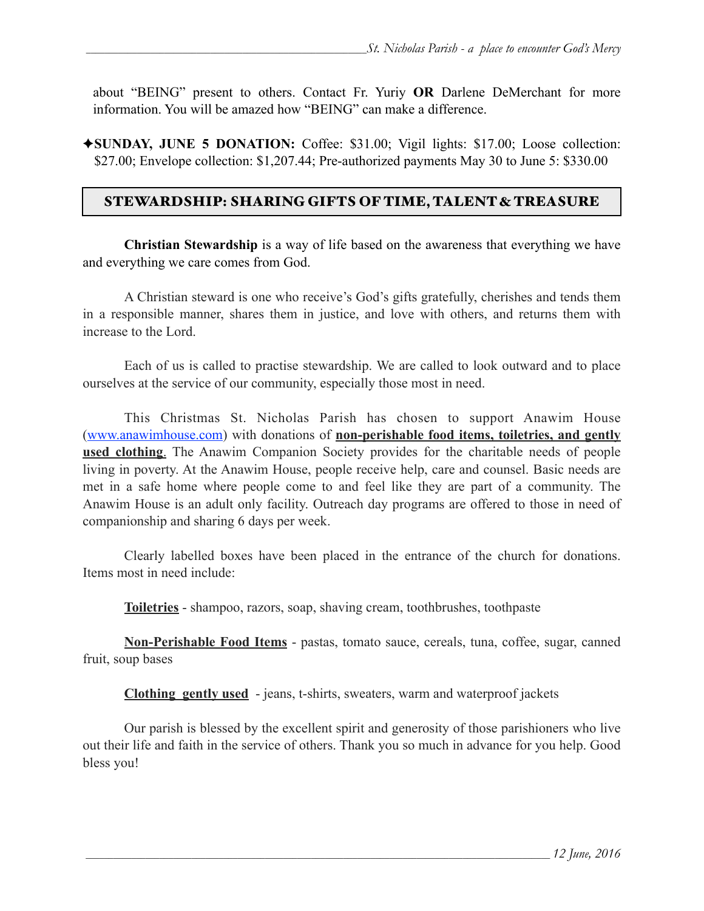about "BEING" present to others. Contact Fr. Yuriy **OR** Darlene DeMerchant for more information. You will be amazed how "BEING" can make a difference.

✦**SUNDAY, JUNE 5 DONATION:** Coffee: $31.00; Vigil lights: $17.00; Loose collection: $27.00; Envelope collection: $1,207.44; Pre-authorized payments May 30 to June 5: $330.00

## STEWARDSHIP: SHARING GIFTS OF TIME, TALENT & TREASURE

**Christian Stewardship** is a way of life based on the awareness that everything we have and everything we care comes from God.

A Christian steward is one who receive's God's gifts gratefully, cherishes and tends them in a responsible manner, shares them in justice, and love with others, and returns them with increase to the Lord.

Each of us is called to practise stewardship. We are called to look outward and to place ourselves at the service of our community, especially those most in need.

This Christmas St. Nicholas Parish has chosen to support Anawim House (www.anawimhouse.com) with donations of **non-perishable food items, toiletries, and gently used clothing**. The Anawim Companion Society provides for the charitable needs of people living in poverty. At the Anawim House, people receive help, care and counsel. Basic needs are met in a safe home where people come to and feel like they are part of a community. The Anawim House is an adult only facility. Outreach day programs are offered to those in need of companionship and sharing 6 days per week.

Clearly labelled boxes have been placed in the entrance of the church for donations. Items most in need include:

**Toiletries** - shampoo, razors, soap, shaving cream, toothbrushes, toothpaste

**Non-Perishable Food Items** - pastas, tomato sauce, cereals, tuna, coffee, sugar, canned fruit, soup bases

**Clothing gently used** - jeans, t-shirts, sweaters, warm and waterproof jackets

Our parish is blessed by the excellent spirit and generosity of those parishioners who live out their life and faith in the service of others. Thank you so much in advance for you help. Good bless you!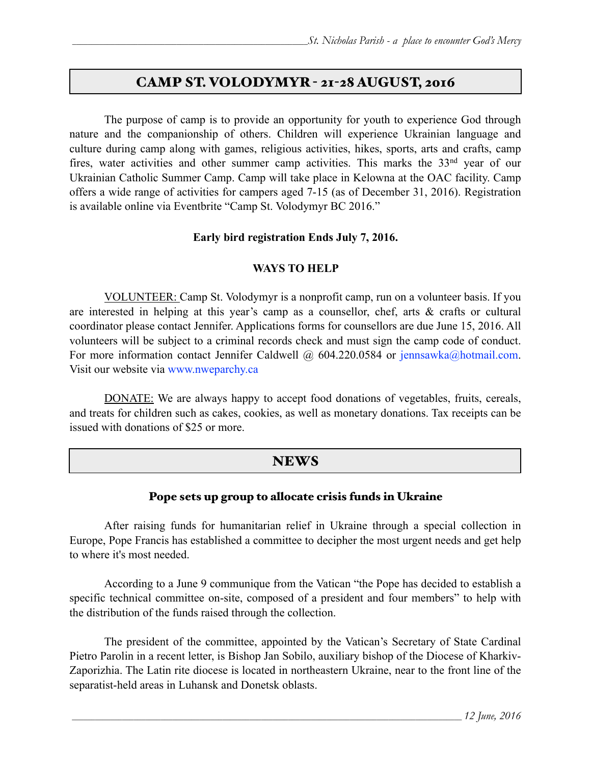## CAMP ST. VOLODYMYR - 21-28 AUGUST, 2016

The purpose of camp is to provide an opportunity for youth to experience God through nature and the companionship of others. Children will experience Ukrainian language and culture during camp along with games, religious activities, hikes, sports, arts and crafts, camp fires, water activities and other summer camp activities. This marks the 33rd year of our Ukrainian Catholic Summer Camp. Camp will take place in Kelowna at the OAC facility. Camp offers a wide range of activities for campers aged 7-15 (as of December 31, 2016). Registration is available online via Eventbrite "Camp St. Volodymyr BC 2016."

**Early bird registration Ends July 7, 2016.**

**WAYS TO HELP**

VOLUNTEER: Camp St. Volodymyr is a nonprofit camp, run on a volunteer basis. If you are interested in helping at this year's camp as a counsellor, chef, arts & crafts or cultural coordinator please contact Jennifer. Applications forms for counsellors are due June 15, 2016. All volunteers will be subject to a criminal records check and must sign the camp code of conduct. For more information contact Jennifer Caldwell @ 604.220.0584 or jennsawka@hotmail.com. Visit our website via www.nweparchy.ca

DONATE: We are always happy to accept food donations of vegetables, fruits, cereals, and treats for children such as cakes, cookies, as well as monetary donations. Tax receipts can be issued with donations of $25 or more.

## NEWS

### Pope sets up group to allocate crisis funds in Ukraine

After raising funds for humanitarian relief in Ukraine through a special collection in Europe, Pope Francis has established a committee to decipher the most urgent needs and get help to where it's most needed.

According to a June 9 communique from the Vatican "the Pope has decided to establish a specific technical committee on-site, composed of a president and four members" to help with the distribution of the funds raised through the collection.

The president of the committee, appointed by the Vatican's Secretary of State Cardinal Pietro Parolin in a recent letter, is Bishop Jan Sobilo, auxiliary bishop of the Diocese of Kharkiv-Zaporizhia. The Latin rite diocese is located in northeastern Ukraine, near to the front line of the separatist-held areas in Luhansk and Donetsk oblasts.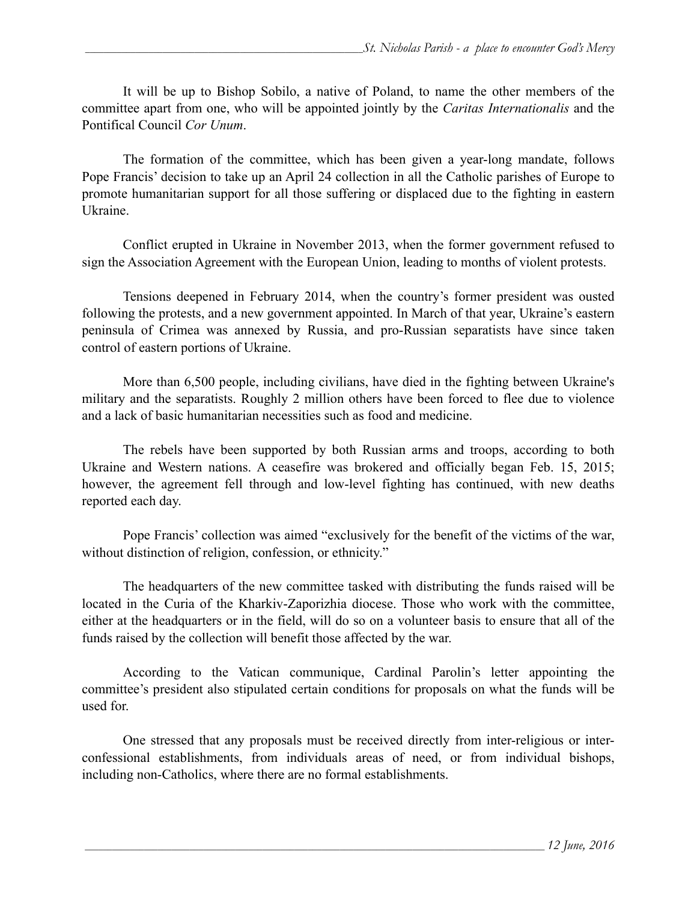It will be up to Bishop Sobilo, a native of Poland, to name the other members of the committee apart from one, who will be appointed jointly by the *Caritas Internationalis* and the Pontifical Council *Cor Unum*.

The formation of the committee, which has been given a year-long mandate, follows Pope Francis' decision to take up an April 24 collection in all the Catholic parishes of Europe to promote humanitarian support for all those suffering or displaced due to the fighting in eastern Ukraine.

Conflict erupted in Ukraine in November 2013, when the former government refused to sign the Association Agreement with the European Union, leading to months of violent protests.

Tensions deepened in February 2014, when the country's former president was ousted following the protests, and a new government appointed. In March of that year, Ukraine's eastern peninsula of Crimea was annexed by Russia, and pro-Russian separatists have since taken control of eastern portions of Ukraine.

More than 6,500 people, including civilians, have died in the fighting between Ukraine's military and the separatists. Roughly 2 million others have been forced to flee due to violence and a lack of basic humanitarian necessities such as food and medicine.

The rebels have been supported by both Russian arms and troops, according to both Ukraine and Western nations. A ceasefire was brokered and officially began Feb. 15, 2015; however, the agreement fell through and low-level fighting has continued, with new deaths reported each day.

Pope Francis' collection was aimed "exclusively for the benefit of the victims of the war, without distinction of religion, confession, or ethnicity."

The headquarters of the new committee tasked with distributing the funds raised will be located in the Curia of the Kharkiv-Zaporizhia diocese. Those who work with the committee, either at the headquarters or in the field, will do so on a volunteer basis to ensure that all of the funds raised by the collection will benefit those affected by the war.

According to the Vatican communique, Cardinal Parolin's letter appointing the committee's president also stipulated certain conditions for proposals on what the funds will be used for.

One stressed that any proposals must be received directly from inter-religious or inter-confessional establishments, from individuals areas of need, or from individual bishops, including non-Catholics, where there are no formal establishments.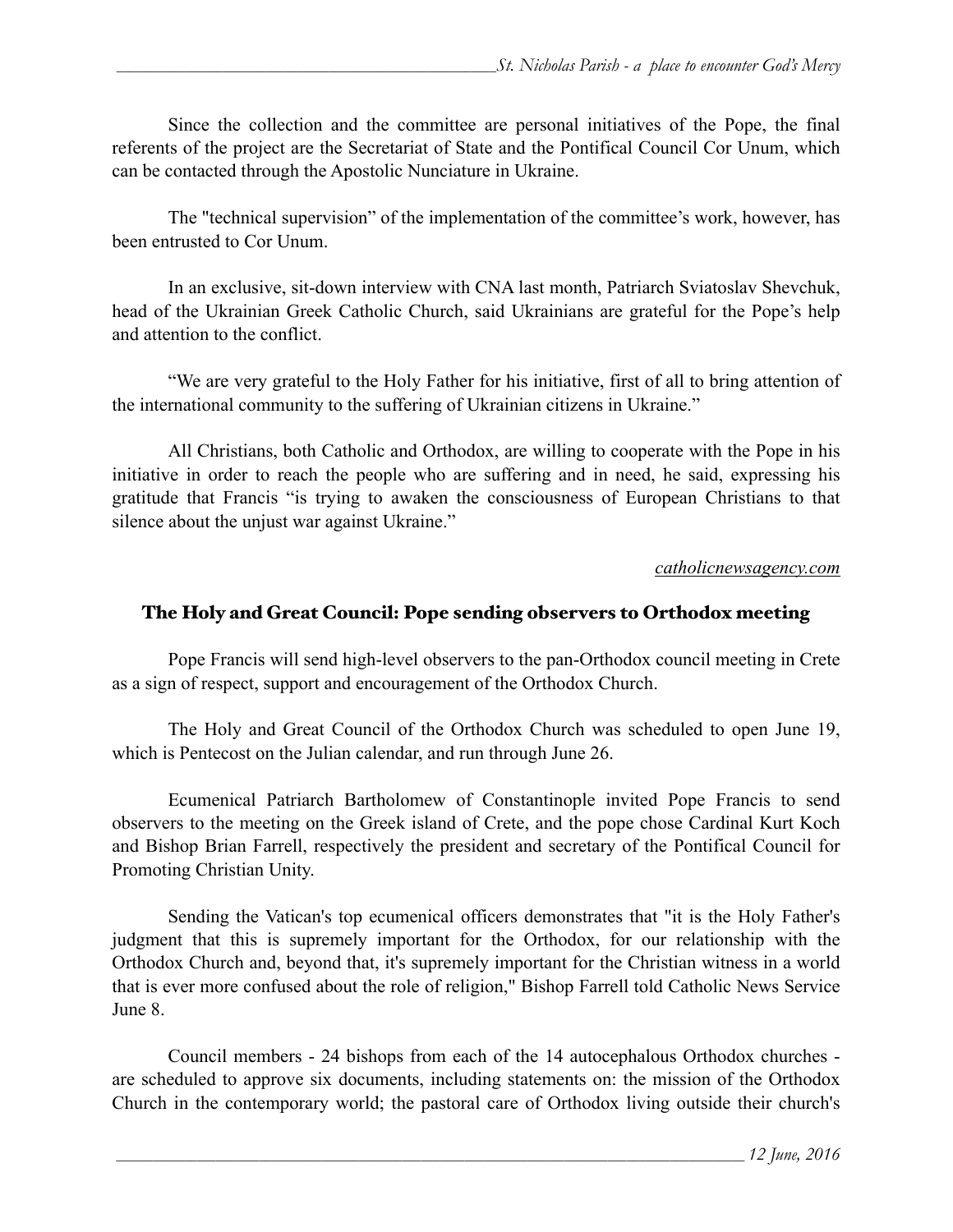Since the collection and the committee are personal initiatives of the Pope, the final referents of the project are the Secretariat of State and the Pontifical Council Cor Unum, which can be contacted through the Apostolic Nunciature in Ukraine.

The "technical supervision" of the implementation of the committee's work, however, has been entrusted to Cor Unum.

In an exclusive, sit-down interview with CNA last month, Patriarch Sviatoslav Shevchuk, head of the Ukrainian Greek Catholic Church, said Ukrainians are grateful for the Pope's help and attention to the conflict.

"We are very grateful to the Holy Father for his initiative, first of all to bring attention of the international community to the suffering of Ukrainian citizens in Ukraine."

All Christians, both Catholic and Orthodox, are willing to cooperate with the Pope in his initiative in order to reach the people who are suffering and in need, he said, expressing his gratitude that Francis "is trying to awaken the consciousness of European Christians to that silence about the unjust war against Ukraine."

*catholicnewsagency.com*

## The Holy and Great Council: Pope sending observers to Orthodox meeting

Pope Francis will send high-level observers to the pan-Orthodox council meeting in Crete as a sign of respect, support and encouragement of the Orthodox Church.

The Holy and Great Council of the Orthodox Church was scheduled to open June 19, which is Pentecost on the Julian calendar, and run through June 26.

Ecumenical Patriarch Bartholomew of Constantinople invited Pope Francis to send observers to the meeting on the Greek island of Crete, and the pope chose Cardinal Kurt Koch and Bishop Brian Farrell, respectively the president and secretary of the Pontifical Council for Promoting Christian Unity.

Sending the Vatican's top ecumenical officers demonstrates that "it is the Holy Father's judgment that this is supremely important for the Orthodox, for our relationship with the Orthodox Church and, beyond that, it's supremely important for the Christian witness in a world that is ever more confused about the role of religion," Bishop Farrell told Catholic News Service June 8.

Council members - 24 bishops from each of the 14 autocephalous Orthodox churches - are scheduled to approve six documents, including statements on: the mission of the Orthodox Church in the contemporary world; the pastoral care of Orthodox living outside their church's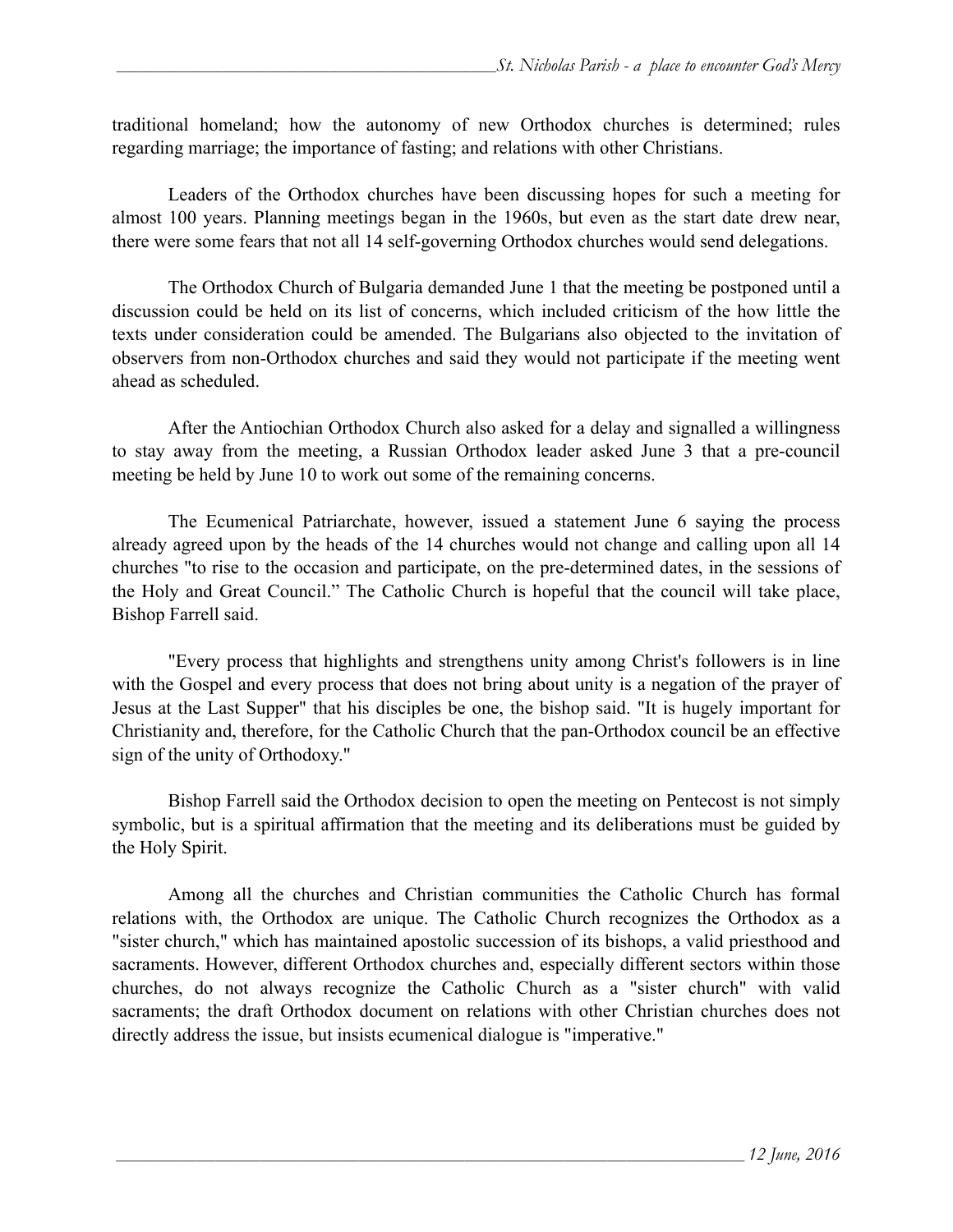traditional homeland; how the autonomy of new Orthodox churches is determined; rules regarding marriage; the importance of fasting; and relations with other Christians.

Leaders of the Orthodox churches have been discussing hopes for such a meeting for almost 100 years. Planning meetings began in the 1960s, but even as the start date drew near, there were some fears that not all 14 self-governing Orthodox churches would send delegations.

The Orthodox Church of Bulgaria demanded June 1 that the meeting be postponed until a discussion could be held on its list of concerns, which included criticism of the how little the texts under consideration could be amended. The Bulgarians also objected to the invitation of observers from non-Orthodox churches and said they would not participate if the meeting went ahead as scheduled.

After the Antiochian Orthodox Church also asked for a delay and signalled a willingness to stay away from the meeting, a Russian Orthodox leader asked June 3 that a pre-council meeting be held by June 10 to work out some of the remaining concerns.

The Ecumenical Patriarchate, however, issued a statement June 6 saying the process already agreed upon by the heads of the 14 churches would not change and calling upon all 14 churches "to rise to the occasion and participate, on the pre-determined dates, in the sessions of the Holy and Great Council." The Catholic Church is hopeful that the council will take place, Bishop Farrell said.

"Every process that highlights and strengthens unity among Christ's followers is in line with the Gospel and every process that does not bring about unity is a negation of the prayer of Jesus at the Last Supper" that his disciples be one, the bishop said. "It is hugely important for Christianity and, therefore, for the Catholic Church that the pan-Orthodox council be an effective sign of the unity of Orthodoxy."

Bishop Farrell said the Orthodox decision to open the meeting on Pentecost is not simply symbolic, but is a spiritual affirmation that the meeting and its deliberations must be guided by the Holy Spirit.

Among all the churches and Christian communities the Catholic Church has formal relations with, the Orthodox are unique. The Catholic Church recognizes the Orthodox as a "sister church," which has maintained apostolic succession of its bishops, a valid priesthood and sacraments. However, different Orthodox churches and, especially different sectors within those churches, do not always recognize the Catholic Church as a "sister church" with valid sacraments; the draft Orthodox document on relations with other Christian churches does not directly address the issue, but insists ecumenical dialogue is "imperative."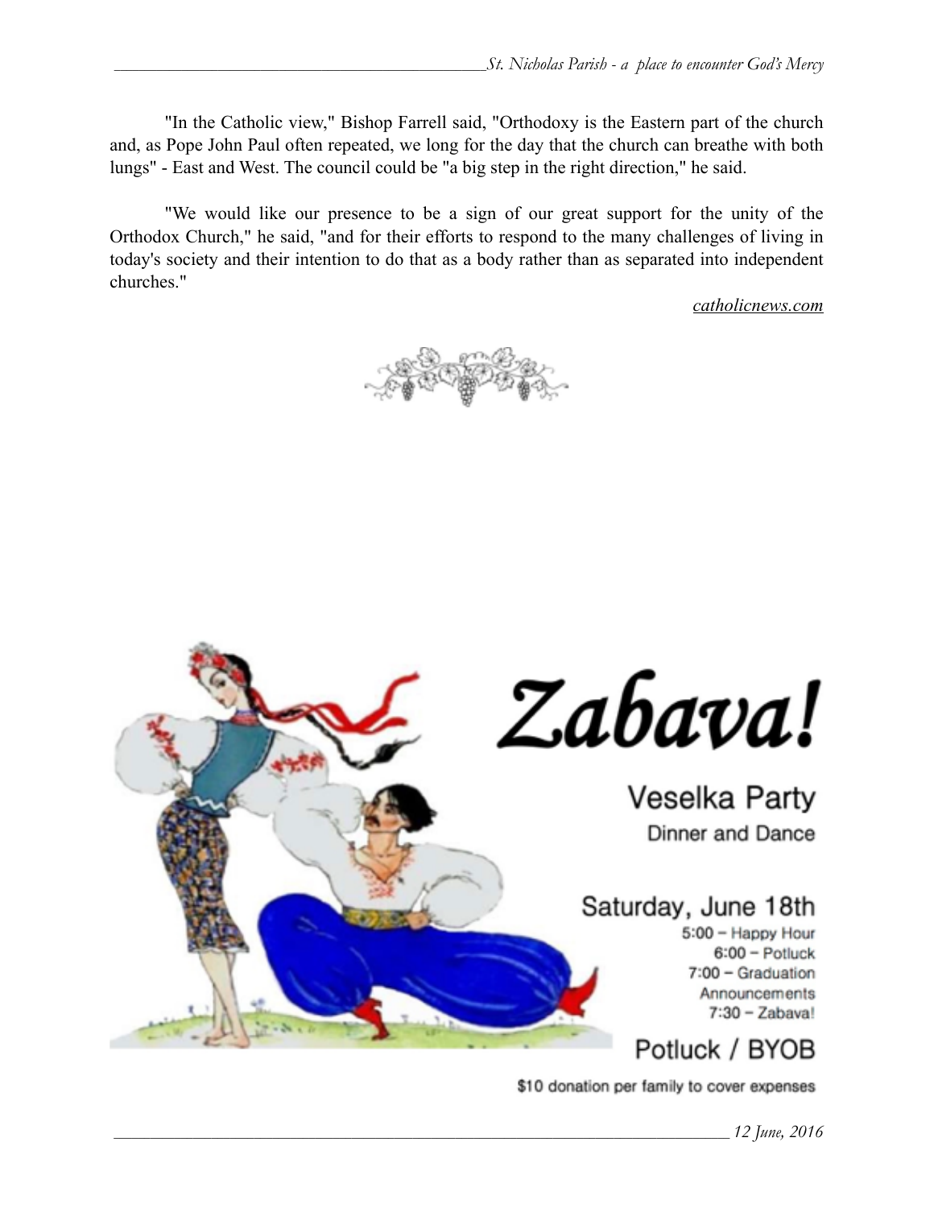"In the Catholic view," Bishop Farrell said, "Orthodoxy is the Eastern part of the church and, as Pope John Paul often repeated, we long for the day that the church can breathe with both lungs" - East and West. The council could be "a big step in the right direction," he said.

"We would like our presence to be a sign of our great support for the unity of the Orthodox Church," he said, "and for their efforts to respond to the many challenges of living in today's society and their intention to do that as a body rather than as separated into independent churches."

*catholicnews.com*

# Zabava!

## Veselka Party

Dinner and Dance

### Saturday, June 18th

5:00 – Happy Hour
6:00 – Potluck
7:00 – Graduation Announcements
7:30 – Zabava!

### Potluck / BYOB

$10 donation per family to cover expenses